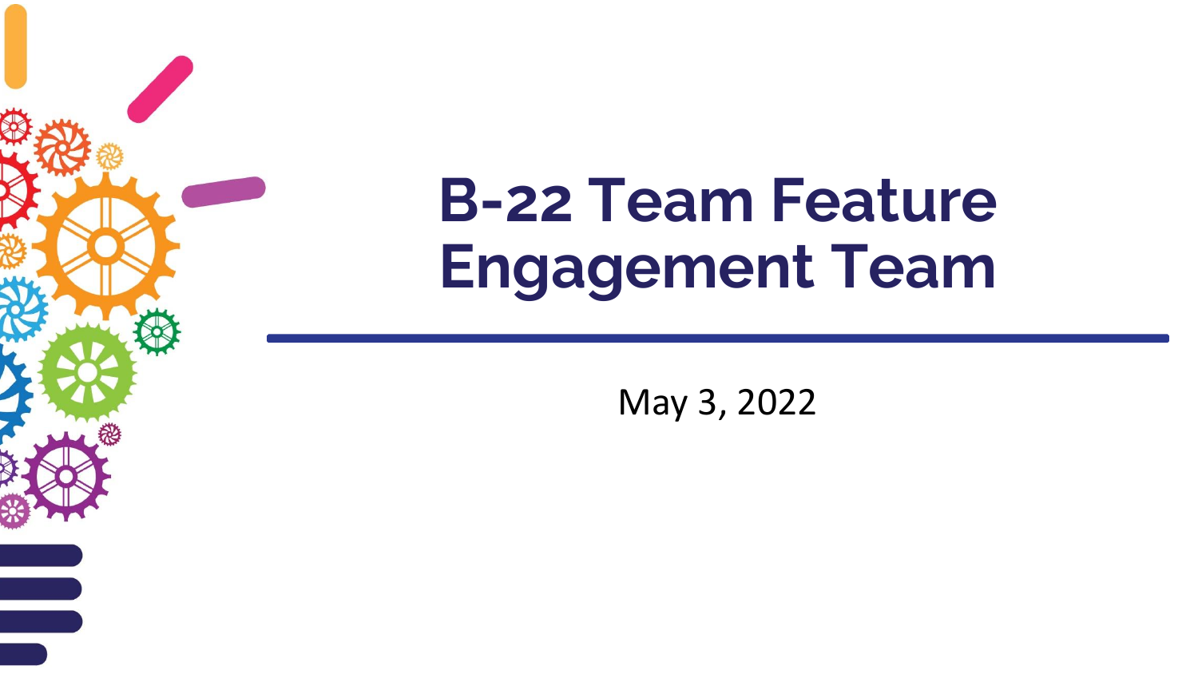# B-22 Team Feature Engagement Team

May 3, 2022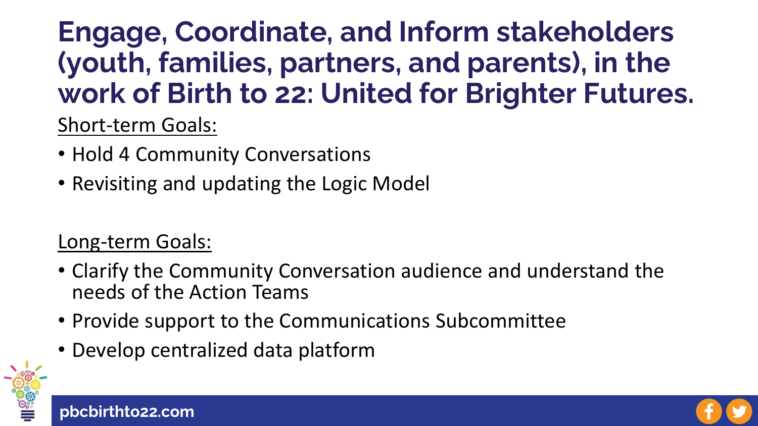# Engage, Coordinate, and Inform stakeholders (youth, families, partners, and parents), in the work of Birth to 22: United for Brighter Futures.

Short-term Goals:

- Hold 4 Community Conversations
- Revisiting and updating the Logic Model

Long-term Goals:

- Clarify the Community Conversation audience and understand the needs of the Action Teams
- Provide support to the Communications Subcommittee
- Develop centralized data platform

pbcbirthto22.com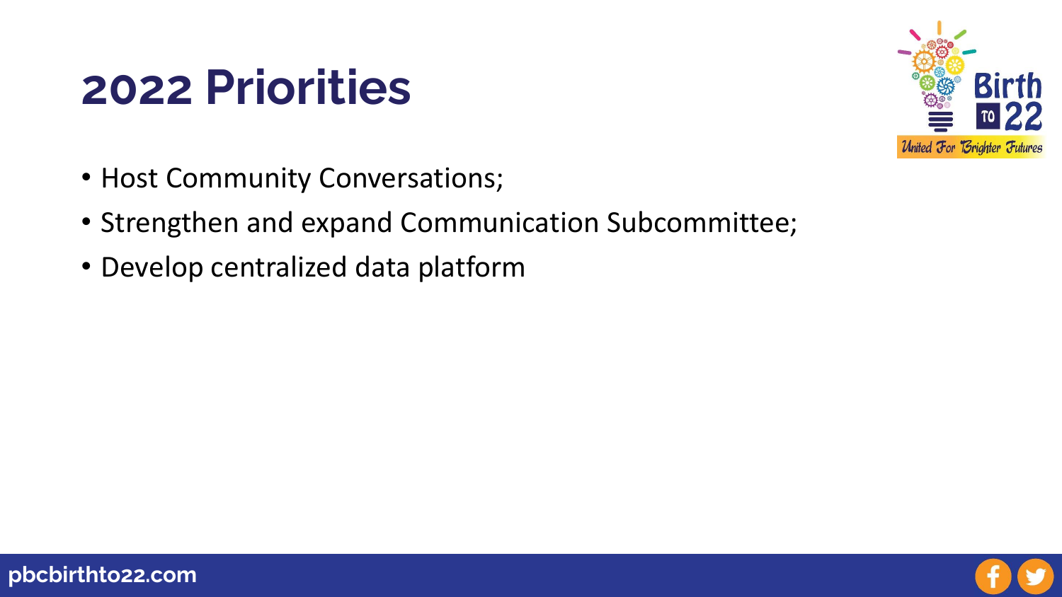# 2022 Priorities

- Host Community Conversations;
- Strengthen and expand Communication Subcommittee;
- Develop centralized data platform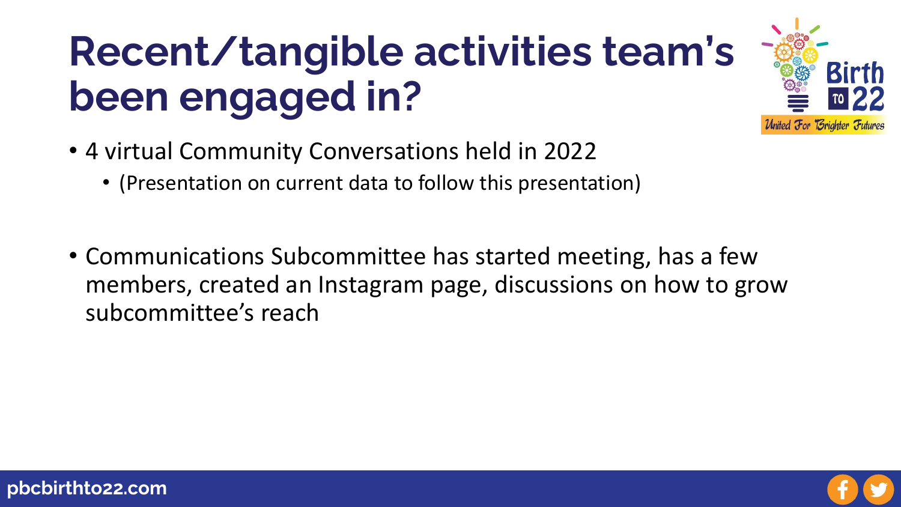# Recent/tangible activities team's been engaged in?

- 4 virtual Community Conversations held in 2022
  - (Presentation on current data to follow this presentation)

- Communications Subcommittee has started meeting, has a few members, created an Instagram page, discussions on how to grow subcommittee's reach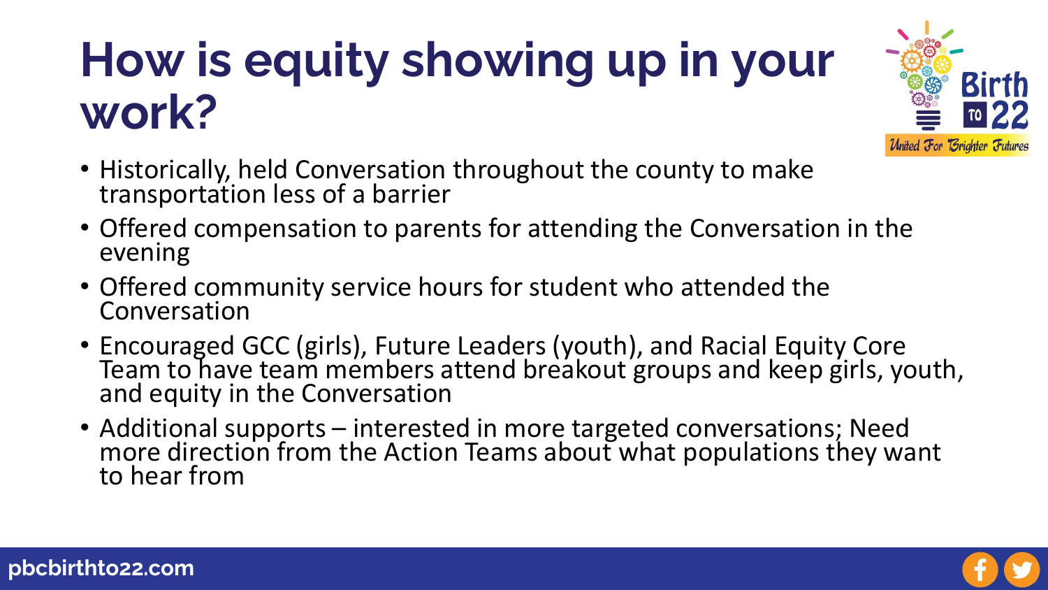# How is equity showing up in your work?

- Historically, held Conversation throughout the county to make transportation less of a barrier
- Offered compensation to parents for attending the Conversation in the evening
- Offered community service hours for student who attended the Conversation
- Encouraged GCC (girls), Future Leaders (youth), and Racial Equity Core Team to have team members attend breakout groups and keep girls, youth, and equity in the Conversation
- Additional supports – interested in more targeted conversations; Need more direction from the Action Teams about what populations they want to hear from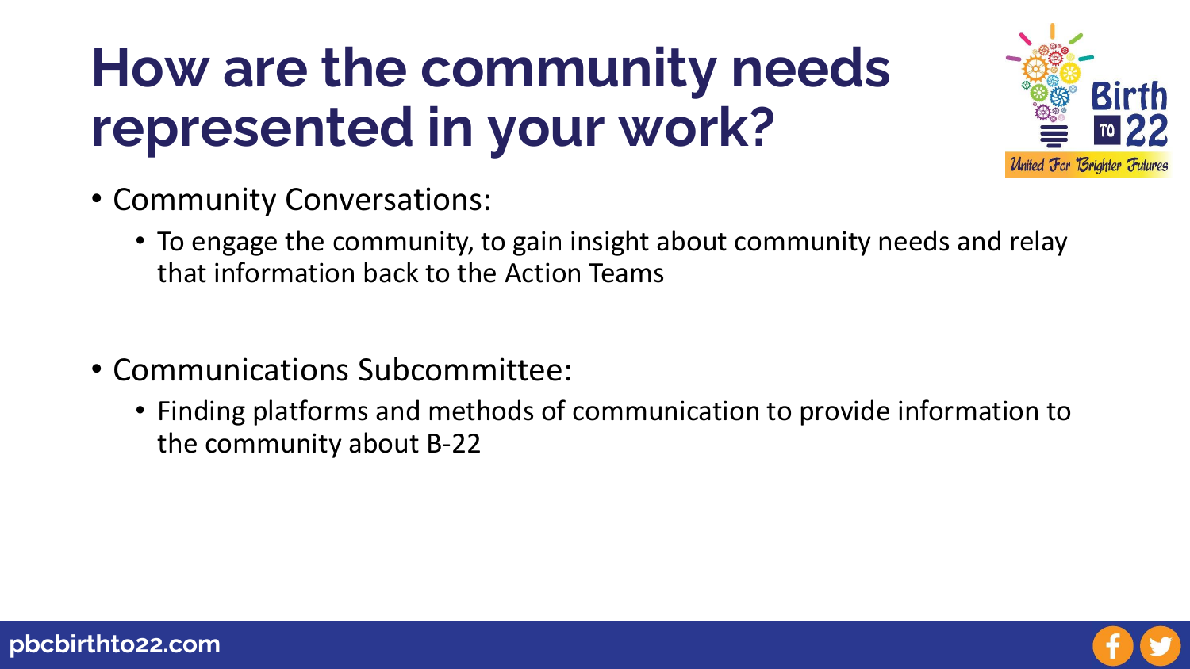# How are the community needs represented in your work?

- Community Conversations:
  - To engage the community, to gain insight about community needs and relay that information back to the Action Teams

- Communications Subcommittee:
  - Finding platforms and methods of communication to provide information to the community about B-22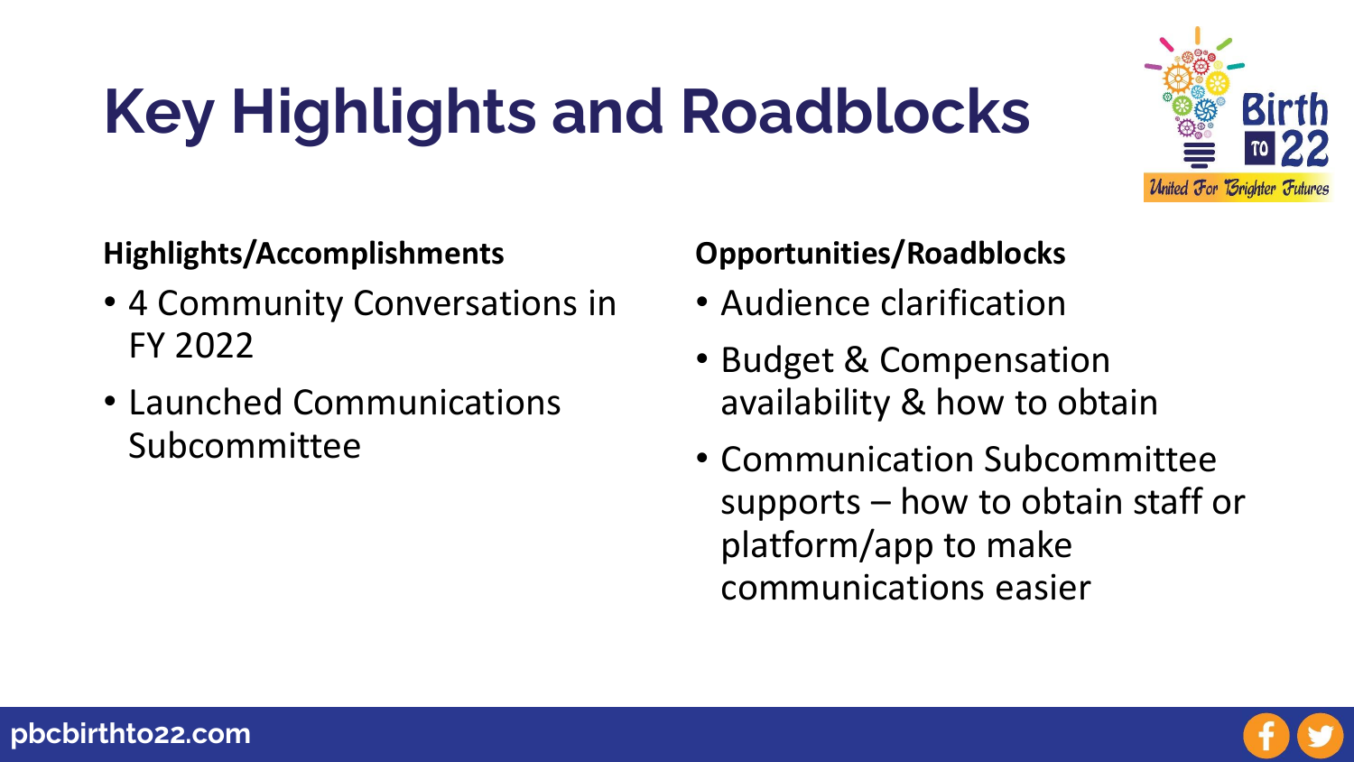# Key Highlights and Roadblocks

**Highlights/Accomplishments**

- 4 Community Conversations in FY 2022
- Launched Communications Subcommittee

**Opportunities/Roadblocks**

- Audience clarification
- Budget & Compensation availability & how to obtain
- Communication Subcommittee supports – how to obtain staff or platform/app to make communications easier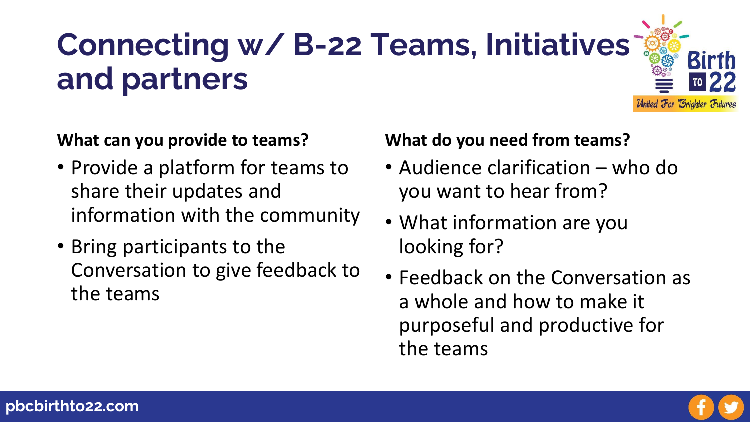# Connecting w/ B-22 Teams, Initiatives and partners

**What can you provide to teams?**

- Provide a platform for teams to share their updates and information with the community
- Bring participants to the Conversation to give feedback to the teams

**What do you need from teams?**

- Audience clarification – who do you want to hear from?
- What information are you looking for?
- Feedback on the Conversation as a whole and how to make it purposeful and productive for the teams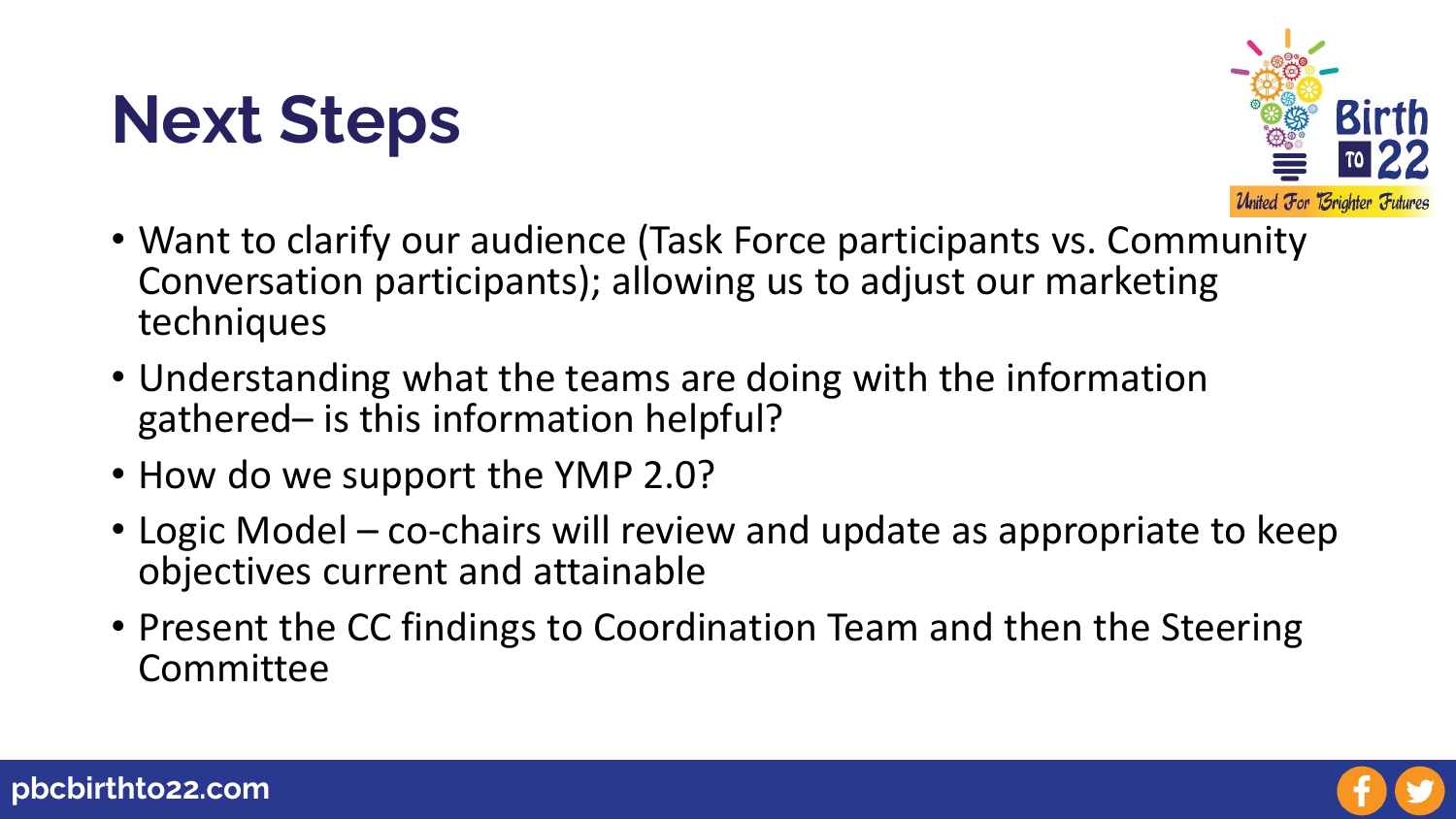# Next Steps

- Want to clarify our audience (Task Force participants vs. Community Conversation participants); allowing us to adjust our marketing techniques
- Understanding what the teams are doing with the information gathered– is this information helpful?
- How do we support the YMP 2.0?
- Logic Model – co-chairs will review and update as appropriate to keep objectives current and attainable
- Present the CC findings to Coordination Team and then the Steering Committee